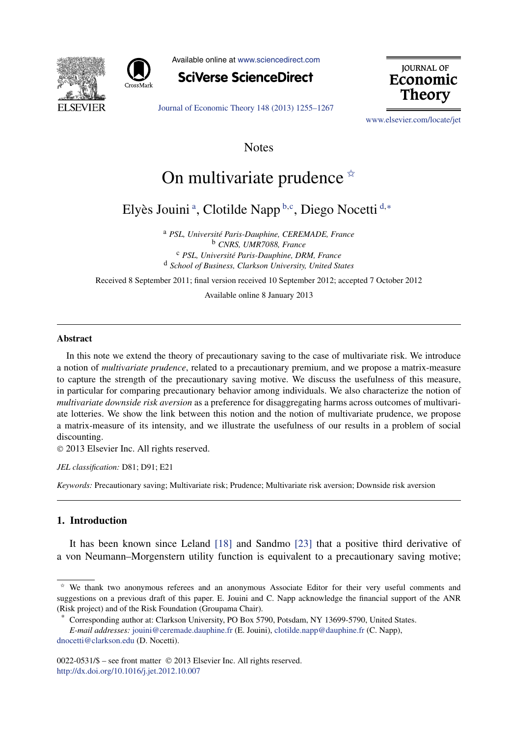Notes

# On multivariate prudence [☆]

Elyès Jouini [a], Clotilde Napp [b,c], Diego Nocetti [d,*]

[a] *PSL, Université Paris-Dauphine, CEREMADE, France*
[b] *CNRS, UMR7088, France*
[c] *PSL, Université Paris-Dauphine, DRM, France*
[d] *School of Business, Clarkson University, United States*

Received 8 September 2011; final version received 10 September 2012; accepted 7 October 2012

Available online 8 January 2013

## Abstract

In this note we extend the theory of precautionary saving to the case of multivariate risk. We introduce a notion of *multivariate prudence*, related to a precautionary premium, and we propose a matrix-measure to capture the strength of the precautionary saving motive. We discuss the usefulness of this measure, in particular for comparing precautionary behavior among individuals. We also characterize the notion of *multivariate downside risk aversion* as a preference for disaggregating harms across outcomes of multivariate lotteries. We show the link between this notion and the notion of multivariate prudence, we propose a matrix-measure of its intensity, and we illustrate the usefulness of our results in a problem of social discounting.

© 2013 Elsevier Inc. All rights reserved.

*JEL classification:* D81; D91; E21

*Keywords:* Precautionary saving; Multivariate risk; Prudence; Multivariate risk aversion; Downside risk aversion

## 1. Introduction

It has been known since Leland [18] and Sandmo [23] that a positive third derivative of a von Neumann–Morgenstern utility function is equivalent to a precautionary saving motive;

---

[☆] We thank two anonymous referees and an anonymous Associate Editor for their very useful comments and suggestions on a previous draft of this paper. E. Jouini and C. Napp acknowledge the financial support of the ANR (Risk project) and of the Risk Foundation (Groupama Chair).

[*] Corresponding author at: Clarkson University, PO Box 5790, Potsdam, NY 13699-5790, United States.
*E-mail addresses:* jouini@ceremade.dauphine.fr (E. Jouini), clotilde.napp@dauphine.fr (C. Napp), dnocetti@clarkson.edu (D. Nocetti).

0022-0531/$ – see front matter © 2013 Elsevier Inc. All rights reserved.
http://dx.doi.org/10.1016/j.jet.2012.10.007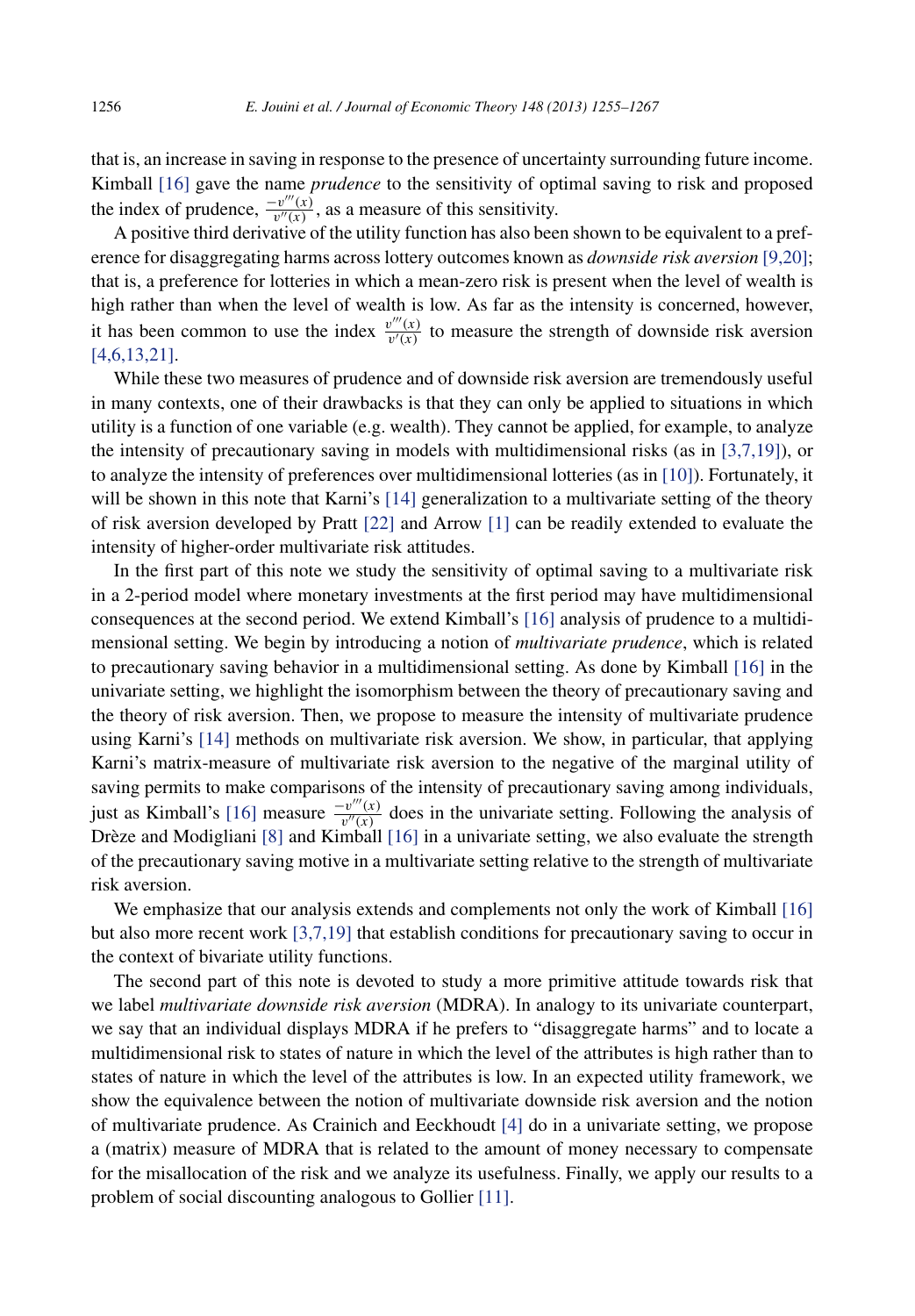that is, an increase in saving in response to the presence of uncertainty surrounding future income. Kimball [16] gave the name *prudence* to the sensitivity of optimal saving to risk and proposed the index of prudence, $\frac{-v'''(x)}{v''(x)}$, as a measure of this sensitivity.

A positive third derivative of the utility function has also been shown to be equivalent to a preference for disaggregating harms across lottery outcomes known as *downside risk aversion* [9,20]; that is, a preference for lotteries in which a mean-zero risk is present when the level of wealth is high rather than when the level of wealth is low. As far as the intensity is concerned, however, it has been common to use the index $\frac{v'''(x)}{v'(x)}$ to measure the strength of downside risk aversion [4,6,13,21].

While these two measures of prudence and of downside risk aversion are tremendously useful in many contexts, one of their drawbacks is that they can only be applied to situations in which utility is a function of one variable (e.g. wealth). They cannot be applied, for example, to analyze the intensity of precautionary saving in models with multidimensional risks (as in [3,7,19]), or to analyze the intensity of preferences over multidimensional lotteries (as in [10]). Fortunately, it will be shown in this note that Karni's [14] generalization to a multivariate setting of the theory of risk aversion developed by Pratt [22] and Arrow [1] can be readily extended to evaluate the intensity of higher-order multivariate risk attitudes.

In the first part of this note we study the sensitivity of optimal saving to a multivariate risk in a 2-period model where monetary investments at the first period may have multidimensional consequences at the second period. We extend Kimball's [16] analysis of prudence to a multidimensional setting. We begin by introducing a notion of *multivariate prudence*, which is related to precautionary saving behavior in a multidimensional setting. As done by Kimball [16] in the univariate setting, we highlight the isomorphism between the theory of precautionary saving and the theory of risk aversion. Then, we propose to measure the intensity of multivariate prudence using Karni's [14] methods on multivariate risk aversion. We show, in particular, that applying Karni's matrix-measure of multivariate risk aversion to the negative of the marginal utility of saving permits to make comparisons of the intensity of precautionary saving among individuals, just as Kimball's [16] measure $\frac{-v'''(x)}{v''(x)}$ does in the univariate setting. Following the analysis of Drèze and Modigliani [8] and Kimball [16] in a univariate setting, we also evaluate the strength of the precautionary saving motive in a multivariate setting relative to the strength of multivariate risk aversion.

We emphasize that our analysis extends and complements not only the work of Kimball [16] but also more recent work [3,7,19] that establish conditions for precautionary saving to occur in the context of bivariate utility functions.

The second part of this note is devoted to study a more primitive attitude towards risk that we label *multivariate downside risk aversion* (MDRA). In analogy to its univariate counterpart, we say that an individual displays MDRA if he prefers to "disaggregate harms" and to locate a multidimensional risk to states of nature in which the level of the attributes is high rather than to states of nature in which the level of the attributes is low. In an expected utility framework, we show the equivalence between the notion of multivariate downside risk aversion and the notion of multivariate prudence. As Crainich and Eeckhoudt [4] do in a univariate setting, we propose a (matrix) measure of MDRA that is related to the amount of money necessary to compensate for the misallocation of the risk and we analyze its usefulness. Finally, we apply our results to a problem of social discounting analogous to Gollier [11].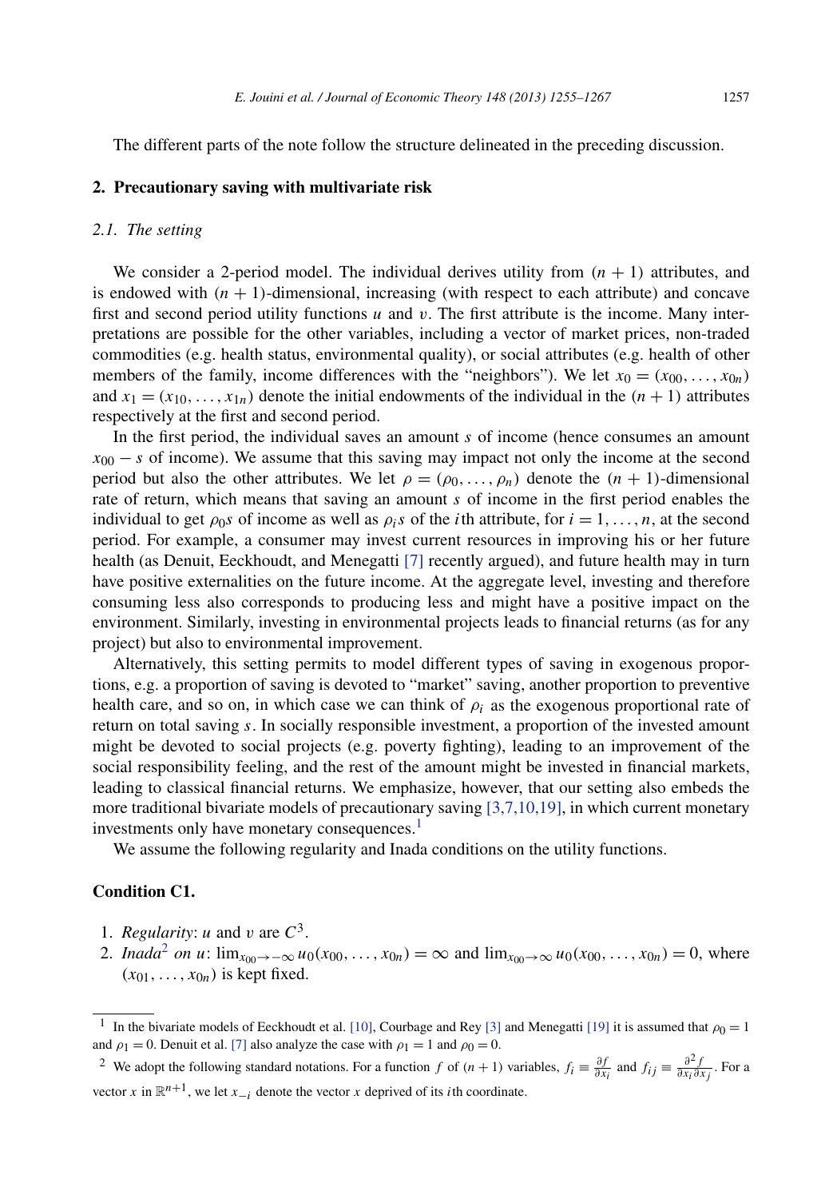The different parts of the note follow the structure delineated in the preceding discussion.

## 2. Precautionary saving with multivariate risk

### 2.1. The setting

We consider a 2-period model. The individual derives utility from $(n+1)$ attributes, and is endowed with $(n+1)$-dimensional, increasing (with respect to each attribute) and concave first and second period utility functions $u$ and $v$. The first attribute is the income. Many interpretations are possible for the other variables, including a vector of market prices, non-traded commodities (e.g. health status, environmental quality), or social attributes (e.g. health of other members of the family, income differences with the "neighbors"). We let $x_0 = (x_{00}, \ldots, x_{0n})$ and $x_1 = (x_{10}, \ldots, x_{1n})$ denote the initial endowments of the individual in the $(n+1)$ attributes respectively at the first and second period.

In the first period, the individual saves an amount $s$ of income (hence consumes an amount $x_{00} - s$ of income). We assume that this saving may impact not only the income at the second period but also the other attributes. We let $\rho = (\rho_0, \ldots, \rho_n)$ denote the $(n+1)$-dimensional rate of return, which means that saving an amount $s$ of income in the first period enables the individual to get $\rho_0 s$ of income as well as $\rho_i s$ of the $i$th attribute, for $i = 1, \ldots, n$, at the second period. For example, a consumer may invest current resources in improving his or her future health (as Denuit, Eeckhoudt, and Menegatti [7] recently argued), and future health may in turn have positive externalities on the future income. At the aggregate level, investing and therefore consuming less also corresponds to producing less and might have a positive impact on the environment. Similarly, investing in environmental projects leads to financial returns (as for any project) but also to environmental improvement.

Alternatively, this setting permits to model different types of saving in exogenous proportions, e.g. a proportion of saving is devoted to "market" saving, another proportion to preventive health care, and so on, in which case we can think of $\rho_i$ as the exogenous proportional rate of return on total saving $s$. In socially responsible investment, a proportion of the invested amount might be devoted to social projects (e.g. poverty fighting), leading to an improvement of the social responsibility feeling, and the rest of the amount might be invested in financial markets, leading to classical financial returns. We emphasize, however, that our setting also embeds the more traditional bivariate models of precautionary saving [3,7,10,19], in which current monetary investments only have monetary consequences.[1]

We assume the following regularity and Inada conditions on the utility functions.

**Condition C1.**

1. *Regularity*: $u$ and $v$ are $C^3$.
2. *Inada*[2] *on* $u$: $\lim_{x_{00} \to -\infty} u_0(x_{00}, \ldots, x_{0n}) = \infty$ and $\lim_{x_{00} \to \infty} u_0(x_{00}, \ldots, x_{0n}) = 0$, where $(x_{01}, \ldots, x_{0n})$ is kept fixed.

---

[1] In the bivariate models of Eeckhoudt et al. [10], Courbage and Rey [3] and Menegatti [19] it is assumed that $\rho_0 = 1$ and $\rho_1 = 0$. Denuit et al. [7] also analyze the case with $\rho_1 = 1$ and $\rho_0 = 0$.

[2] We adopt the following standard notations. For a function $f$ of $(n+1)$ variables, $f_i \equiv \frac{\partial f}{\partial x_i}$ and $f_{ij} \equiv \frac{\partial^2 f}{\partial x_i \partial x_j}$. For a vector $x$ in $\mathbb{R}^{n+1}$, we let $x_{-i}$ denote the vector $x$ deprived of its $i$th coordinate.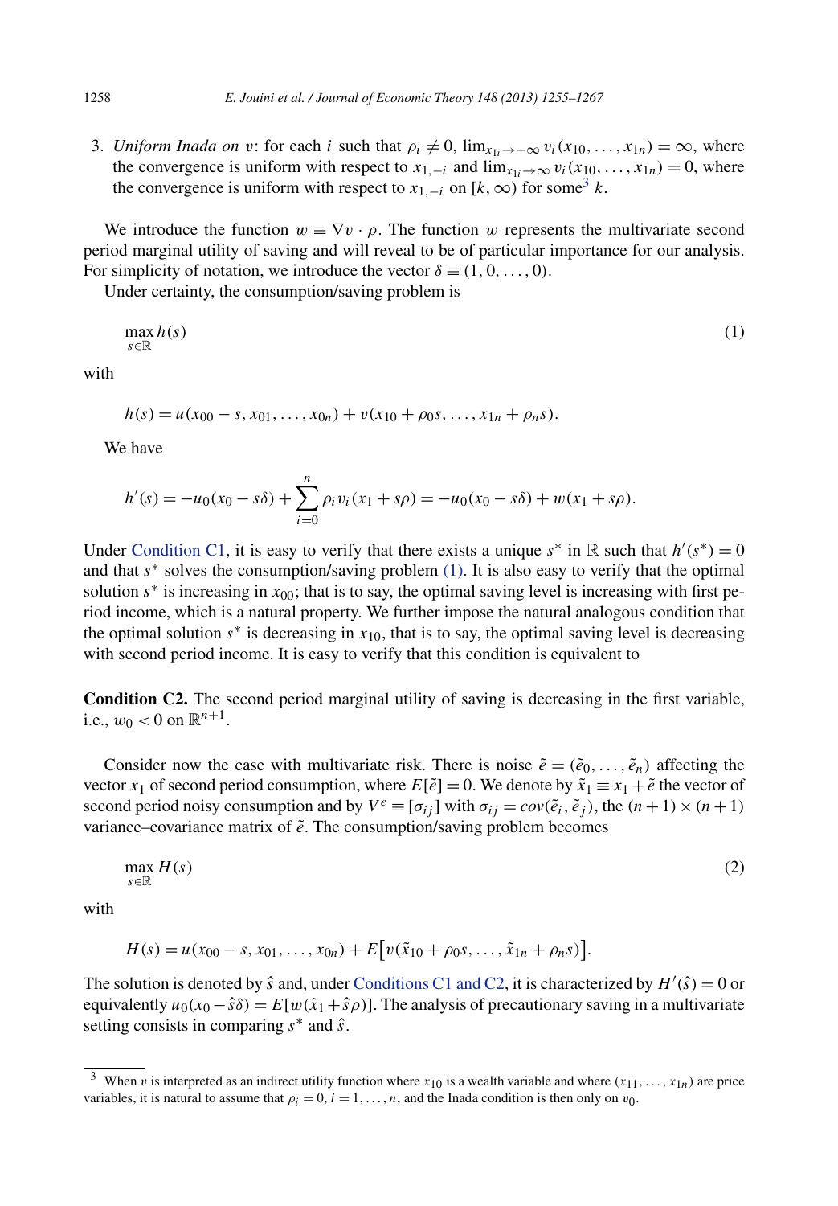3. *Uniform Inada on* $v$: for each $i$ such that $\rho_i \neq 0$, $\lim_{x_{1i} \to -\infty} v_i(x_{10}, \ldots, x_{1n}) = \infty$, where the convergence is uniform with respect to $x_{1,-i}$ and $\lim_{x_{1i} \to \infty} v_i(x_{10}, \ldots, x_{1n}) = 0$, where the convergence is uniform with respect to $x_{1,-i}$ on $[k, \infty)$ for some[3] $k$.

We introduce the function $w \equiv \nabla v \cdot \rho$. The function $w$ represents the multivariate second period marginal utility of saving and will reveal to be of particular importance for our analysis. For simplicity of notation, we introduce the vector $\delta \equiv (1, 0, \ldots, 0)$.

Under certainty, the consumption/saving problem is

$$\max_{s \in \mathbb{R}} h(s) \tag{1}$$

with

$$h(s) = u(x_{00} - s, x_{01}, \ldots, x_{0n}) + v(x_{10} + \rho_0 s, \ldots, x_{1n} + \rho_n s).$$

We have

$$h'(s) = -u_0(x_0 - s\delta) + \sum_{i=0}^{n} \rho_i v_i(x_1 + s\rho) = -u_0(x_0 - s\delta) + w(x_1 + s\rho).$$

Under Condition C1, it is easy to verify that there exists a unique $s^*$ in $\mathbb{R}$ such that $h'(s^*) = 0$ and that $s^*$ solves the consumption/saving problem (1). It is also easy to verify that the optimal solution $s^*$ is increasing in $x_{00}$; that is to say, the optimal saving level is increasing with first period income, which is a natural property. We further impose the natural analogous condition that the optimal solution $s^*$ is decreasing in $x_{10}$, that is to say, the optimal saving level is decreasing with second period income. It is easy to verify that this condition is equivalent to

**Condition C2.** The second period marginal utility of saving is decreasing in the first variable, i.e., $w_0 < 0$ on $\mathbb{R}^{n+1}$.

Consider now the case with multivariate risk. There is noise $\tilde{e} = (\tilde{e}_0, \ldots, \tilde{e}_n)$ affecting the vector $x_1$ of second period consumption, where $E[\tilde{e}] = 0$. We denote by $\tilde{x}_1 \equiv x_1 + \tilde{e}$ the vector of second period noisy consumption and by $V^e \equiv [\sigma_{ij}]$ with $\sigma_{ij} = cov(\tilde{e}_i, \tilde{e}_j)$, the $(n+1) \times (n+1)$ variance–covariance matrix of $\tilde{e}$. The consumption/saving problem becomes

$$\max_{s \in \mathbb{R}} H(s) \tag{2}$$

with

$$H(s) = u(x_{00} - s, x_{01}, \ldots, x_{0n}) + E\big[v(\tilde{x}_{10} + \rho_0 s, \ldots, \tilde{x}_{1n} + \rho_n s)\big].$$

The solution is denoted by $\hat{s}$ and, under Conditions C1 and C2, it is characterized by $H'(\hat{s}) = 0$ or equivalently $u_0(x_0 - \hat{s}\delta) = E[w(\tilde{x}_1 + \hat{s}\rho)]$. The analysis of precautionary saving in a multivariate setting consists in comparing $s^*$ and $\hat{s}$.

---

[3] When $v$ is interpreted as an indirect utility function where $x_{10}$ is a wealth variable and where $(x_{11}, \ldots, x_{1n})$ are price variables, it is natural to assume that $\rho_i = 0$, $i = 1, \ldots, n$, and the Inada condition is then only on $v_0$.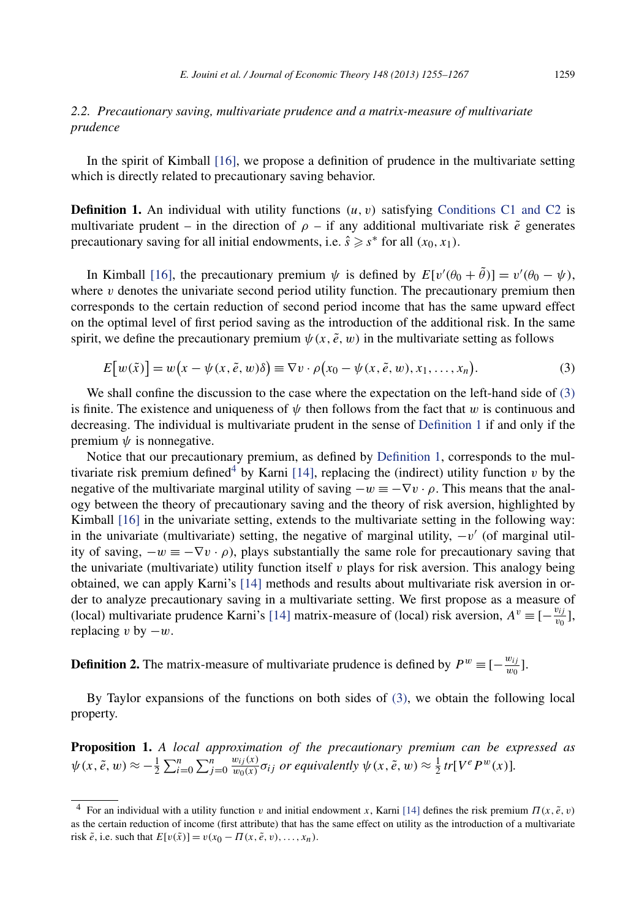### 2.2. *Precautionary saving, multivariate prudence and a matrix-measure of multivariate prudence*

In the spirit of Kimball [16], we propose a definition of prudence in the multivariate setting which is directly related to precautionary saving behavior.

**Definition 1.** An individual with utility functions $(u, v)$ satisfying Conditions C1 and C2 is multivariate prudent – in the direction of $\rho$ – if any additional multivariate risk $\tilde{e}$ generates precautionary saving for all initial endowments, i.e. $\hat{s} \geqslant s^*$ for all $(x_0, x_1)$.

In Kimball [16], the precautionary premium $\psi$ is defined by $E[v'(\theta_0 + \tilde{\theta})] = v'(\theta_0 - \psi)$, where $v$ denotes the univariate second period utility function. The precautionary premium then corresponds to the certain reduction of second period income that has the same upward effect on the optimal level of first period saving as the introduction of the additional risk. In the same spirit, we define the precautionary premium $\psi(x, \tilde{e}, w)$ in the multivariate setting as follows

$$E\big[w(\tilde{x})\big] = w\big(x - \psi(x, \tilde{e}, w)\delta\big) \equiv \nabla v \cdot \rho\big(x_0 - \psi(x, \tilde{e}, w), x_1, \ldots, x_n\big). \tag{3}$$

We shall confine the discussion to the case where the expectation on the left-hand side of (3) is finite. The existence and uniqueness of $\psi$ then follows from the fact that $w$ is continuous and decreasing. The individual is multivariate prudent in the sense of Definition 1 if and only if the premium $\psi$ is nonnegative.

Notice that our precautionary premium, as defined by Definition 1, corresponds to the multivariate risk premium defined[4] by Karni [14], replacing the (indirect) utility function $v$ by the negative of the multivariate marginal utility of saving $-w \equiv -\nabla v \cdot \rho$. This means that the analogy between the theory of precautionary saving and the theory of risk aversion, highlighted by Kimball [16] in the univariate setting, extends to the multivariate setting in the following way: in the univariate (multivariate) setting, the negative of marginal utility, $-v'$ (of marginal utility of saving, $-w \equiv -\nabla v \cdot \rho$), plays substantially the same role for precautionary saving that the univariate (multivariate) utility function itself $v$ plays for risk aversion. This analogy being obtained, we can apply Karni's [14] methods and results about multivariate risk aversion in order to analyze precautionary saving in a multivariate setting. We first propose as a measure of (local) multivariate prudence Karni's [14] matrix-measure of (local) risk aversion, $A^v \equiv [-\frac{v_{ij}}{v_0}]$, replacing $v$ by $-w$.

**Definition 2.** The matrix-measure of multivariate prudence is defined by $P^w \equiv [-\frac{w_{ij}}{w_0}]$.

By Taylor expansions of the functions on both sides of (3), we obtain the following local property.

**Proposition 1.** *A local approximation of the precautionary premium can be expressed as* $\psi(x, \tilde{e}, w) \approx -\frac{1}{2}\sum_{i=0}^{n}\sum_{j=0}^{n}\frac{w_{ij}(x)}{w_0(x)}\sigma_{ij}$ *or equivalently* $\psi(x, \tilde{e}, w) \approx \frac{1}{2} tr[V^e P^w(x)]$.

[4] For an individual with a utility function $v$ and initial endowment $x$, Karni [14] defines the risk premium $\Pi(x, \tilde{e}, v)$ as the certain reduction of income (first attribute) that has the same effect on utility as the introduction of a multivariate risk $\tilde{e}$, i.e. such that $E[v(\tilde{x})] = v(x_0 - \Pi(x, \tilde{e}, v), \ldots, x_n)$.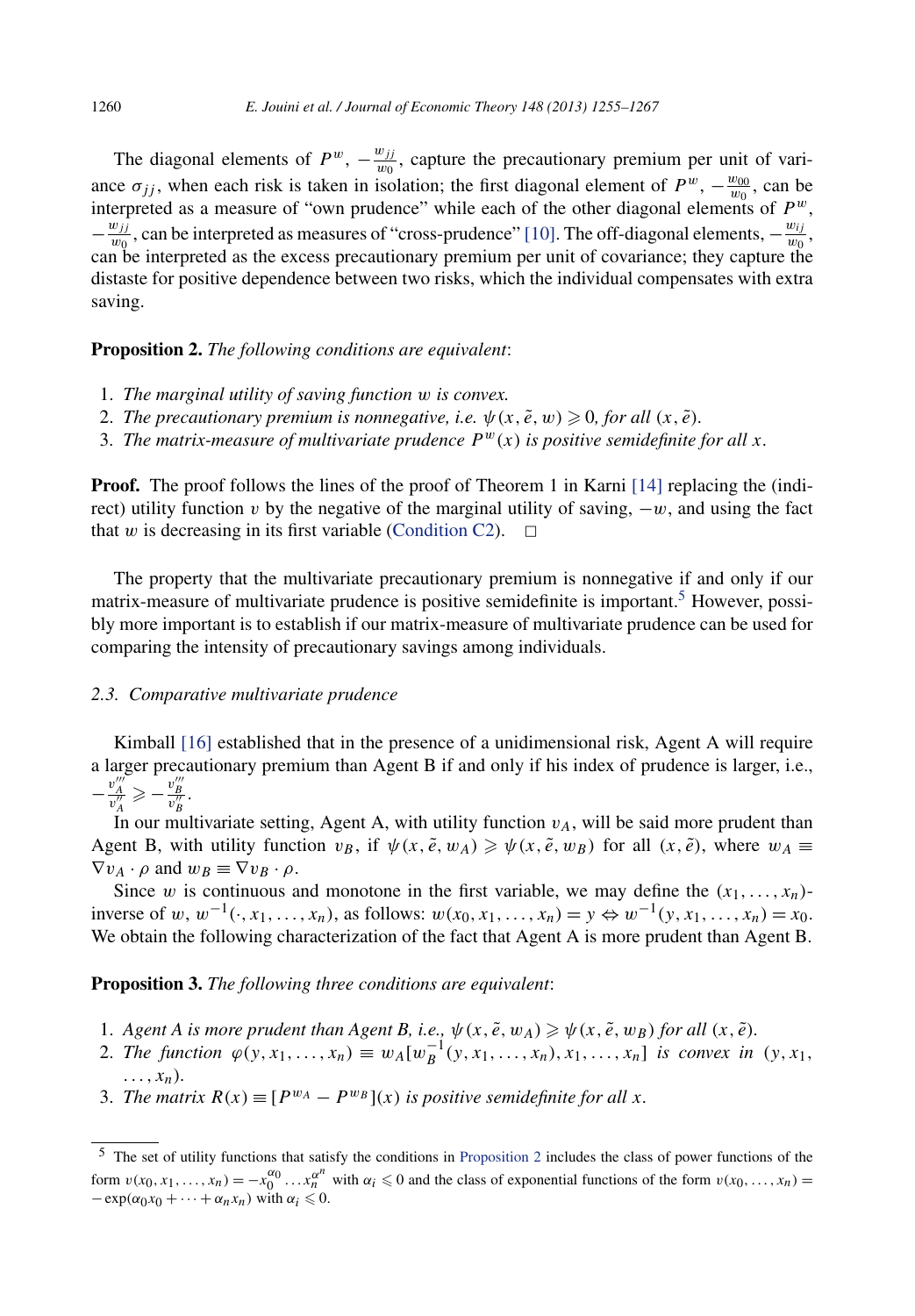The diagonal elements of $P^w$, $-\frac{w_{jj}}{w_0}$, capture the precautionary premium per unit of variance $\sigma_{jj}$, when each risk is taken in isolation; the first diagonal element of $P^w$, $-\frac{w_{00}}{w_0}$, can be interpreted as a measure of "own prudence" while each of the other diagonal elements of $P^w$, $-\frac{w_{jj}}{w_0}$, can be interpreted as measures of "cross-prudence" [10]. The off-diagonal elements, $-\frac{w_{ij}}{w_0}$, can be interpreted as the excess precautionary premium per unit of covariance; they capture the distaste for positive dependence between two risks, which the individual compensates with extra saving.

**Proposition 2.** *The following conditions are equivalent*:

1. *The marginal utility of saving function $w$ is convex.*
2. *The precautionary premium is nonnegative, i.e. $\psi(x, \tilde{e}, w) \geqslant 0$, for all $(x, \tilde{e})$.*
3. *The matrix-measure of multivariate prudence $P^w(x)$ is positive semidefinite for all $x$.*

**Proof.** The proof follows the lines of the proof of Theorem 1 in Karni [14] replacing the (indirect) utility function $v$ by the negative of the marginal utility of saving, $-w$, and using the fact that $w$ is decreasing in its first variable (Condition C2). $\square$

The property that the multivariate precautionary premium is nonnegative if and only if our matrix-measure of multivariate prudence is positive semidefinite is important.[5] However, possibly more important is to establish if our matrix-measure of multivariate prudence can be used for comparing the intensity of precautionary savings among individuals.

### 2.3. Comparative multivariate prudence

Kimball [16] established that in the presence of a unidimensional risk, Agent A will require a larger precautionary premium than Agent B if and only if his index of prudence is larger, i.e., $-\frac{v_A'''}{v_A''} \geqslant -\frac{v_B'''}{v_B''}$.

In our multivariate setting, Agent A, with utility function $v_A$, will be said more prudent than Agent B, with utility function $v_B$, if $\psi(x, \tilde{e}, w_A) \geqslant \psi(x, \tilde{e}, w_B)$ for all $(x, \tilde{e})$, where $w_A \equiv \nabla v_A \cdot \rho$ and $w_B \equiv \nabla v_B \cdot \rho$.

Since $w$ is continuous and monotone in the first variable, we may define the $(x_1, \ldots, x_n)$-inverse of $w$, $w^{-1}(\cdot, x_1, \ldots, x_n)$, as follows: $w(x_0, x_1, \ldots, x_n) = y \Leftrightarrow w^{-1}(y, x_1, \ldots, x_n) = x_0$. We obtain the following characterization of the fact that Agent A is more prudent than Agent B.

**Proposition 3.** *The following three conditions are equivalent*:

1. *Agent A is more prudent than Agent B, i.e., $\psi(x, \tilde{e}, w_A) \geqslant \psi(x, \tilde{e}, w_B)$ for all $(x, \tilde{e})$.*
2. *The function $\varphi(y, x_1, \ldots, x_n) \equiv w_A[w_B^{-1}(y, x_1, \ldots, x_n), x_1, \ldots, x_n]$ is convex in $(y, x_1, \ldots, x_n)$.*
3. *The matrix $R(x) \equiv [P^{w_A} - P^{w_B}](x)$ is positive semidefinite for all $x$.*

[5] The set of utility functions that satisfy the conditions in Proposition 2 includes the class of power functions of the form $v(x_0, x_1, \ldots, x_n) = -x_0^{\alpha_0} \ldots x_n^{\alpha^n}$ with $\alpha_i \leqslant 0$ and the class of exponential functions of the form $v(x_0, \ldots, x_n) = -\exp(\alpha_0 x_0 + \cdots + \alpha_n x_n)$ with $\alpha_i \leqslant 0$.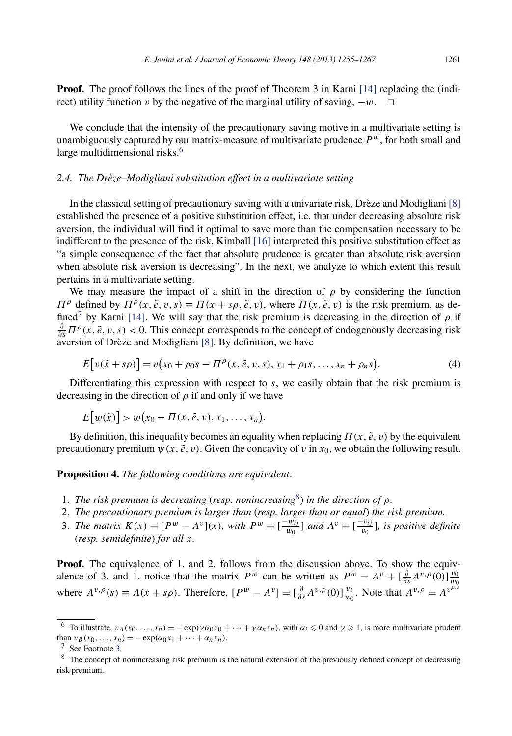**Proof.** The proof follows the lines of the proof of Theorem 3 in Karni [14] replacing the (indirect) utility function $v$ by the negative of the marginal utility of saving, $-w$. □

We conclude that the intensity of the precautionary saving motive in a multivariate setting is unambiguously captured by our matrix-measure of multivariate prudence $P^w$, for both small and large multidimensional risks.[6]

### 2.4. The Drèze–Modigliani substitution effect in a multivariate setting

In the classical setting of precautionary saving with a univariate risk, Drèze and Modigliani [8] established the presence of a positive substitution effect, i.e. that under decreasing absolute risk aversion, the individual will find it optimal to save more than the compensation necessary to be indifferent to the presence of the risk. Kimball [16] interpreted this positive substitution effect as "a simple consequence of the fact that absolute prudence is greater than absolute risk aversion when absolute risk aversion is decreasing". In the next, we analyze to which extent this result pertains in a multivariate setting.

We may measure the impact of a shift in the direction of $\rho$ by considering the function $\Pi^\rho$ defined by $\Pi^\rho(x, \tilde{e}, v, s) \equiv \Pi(x + s\rho, \tilde{e}, v)$, where $\Pi(x, \tilde{e}, v)$ is the risk premium, as defined[7] by Karni [14]. We will say that the risk premium is decreasing in the direction of $\rho$ if $\frac{\partial}{\partial s}\Pi^\rho(x, \tilde{e}, v, s) < 0$. This concept corresponds to the concept of endogenously decreasing risk aversion of Drèze and Modigliani [8]. By definition, we have

$$E\big[v(\tilde{x} + s\rho)\big] = v\big(x_0 + \rho_0 s - \Pi^\rho(x, \tilde{e}, v, s), x_1 + \rho_1 s, \ldots, x_n + \rho_n s\big). \tag{4}$$

Differentiating this expression with respect to $s$, we easily obtain that the risk premium is decreasing in the direction of $\rho$ if and only if we have

$$E\big[w(\tilde{x})\big] > w\big(x_0 - \Pi(x, \tilde{e}, v), x_1, \ldots, x_n\big).$$

By definition, this inequality becomes an equality when replacing $\Pi(x, \tilde{e}, v)$ by the equivalent precautionary premium $\psi(x, \tilde{e}, v)$. Given the concavity of $v$ in $x_0$, we obtain the following result.

**Proposition 4.** *The following conditions are equivalent*:

1. *The risk premium is decreasing* (*resp. nonincreasing*[8]) *in the direction of* $\rho$.
2. *The precautionary premium is larger than* (*resp. larger than or equal*) *the risk premium.*
3. *The matrix* $K(x) \equiv [P^w - A^v](x)$, *with* $P^w \equiv [\frac{-w_{ij}}{w_0}]$ *and* $A^v \equiv [\frac{-v_{ij}}{v_0}]$, *is positive definite* (*resp. semidefinite*) *for all* $x$.

**Proof.** The equivalence of 1. and 2. follows from the discussion above. To show the equivalence of 3. and 1. notice that the matrix $P^w$ can be written as $P^w = A^v + [\frac{\partial}{\partial s}A^{v,\rho}(0)]\frac{v_0}{w_0}$ where $A^{v,\rho}(s) \equiv A(x + s\rho)$. Therefore, $[P^w - A^v] = [\frac{\partial}{\partial s}A^{v,\rho}(0)]\frac{v_0}{w_0}$. Note that $A^{v,\rho} = A^{v^{\rho,s}}$

---

[6] To illustrate, $v_A(x_0, \ldots, x_n) = -\exp(\gamma\alpha_0 x_0 + \cdots + \gamma\alpha_n x_n)$, with $\alpha_i \leqslant 0$ and $\gamma \geqslant 1$, is more multivariate prudent than $v_B(x_0, \ldots, x_n) = -\exp(\alpha_0 x_1 + \cdots + \alpha_n x_n)$.

[7] See Footnote 3.

[8] The concept of nonincreasing risk premium is the natural extension of the previously defined concept of decreasing risk premium.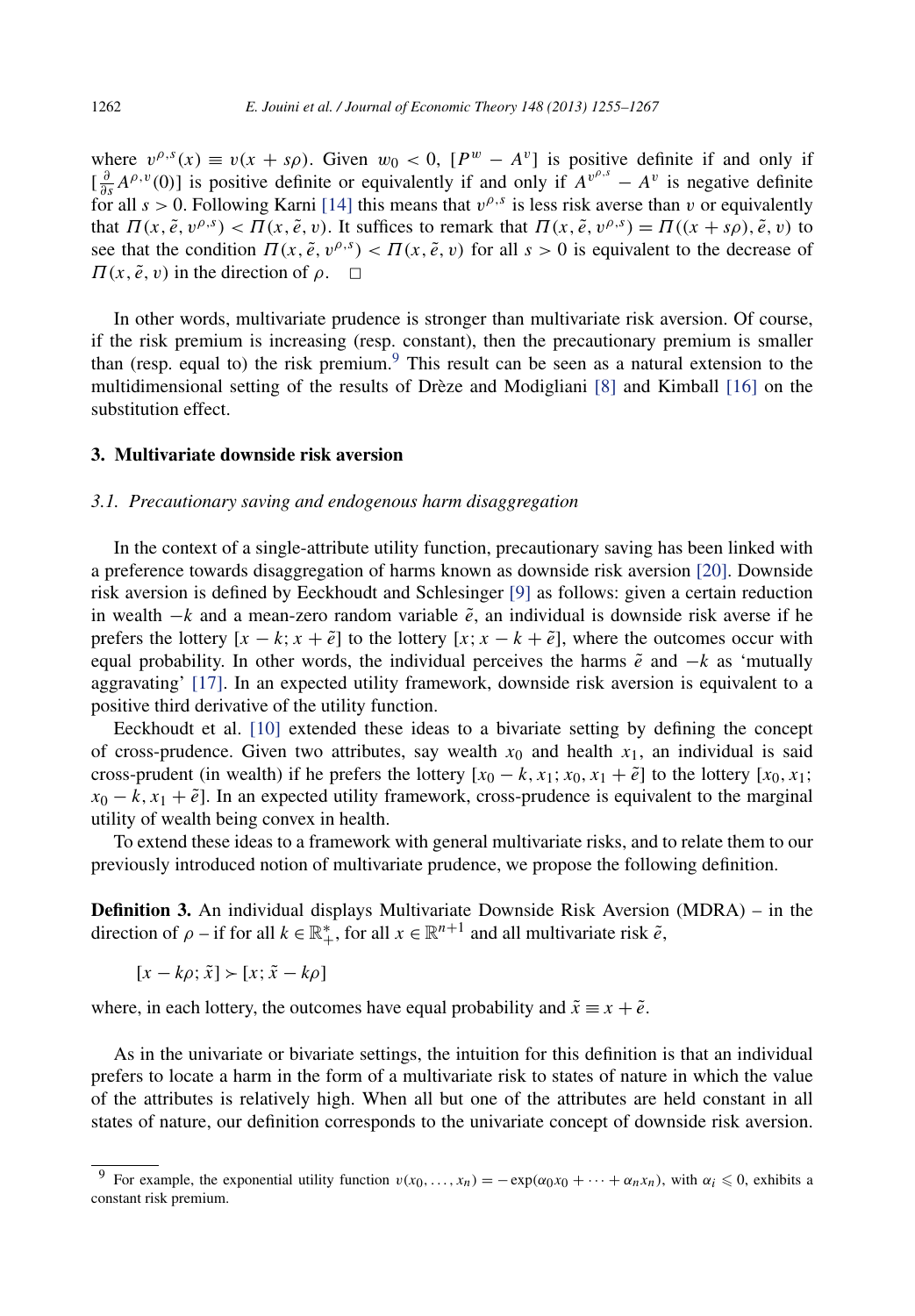where $v^{\rho,s}(x) \equiv v(x + s\rho)$. Given $w_0 < 0$, $[P^w - A^v]$ is positive definite if and only if $[\frac{\partial}{\partial s} A^{\rho,v}(0)]$ is positive definite or equivalently if and only if $A^{v^{\rho,s}} - A^v$ is negative definite for all $s > 0$. Following Karni [14] this means that $v^{\rho,s}$ is less risk averse than $v$ or equivalently that $\Pi(x, \tilde{e}, v^{\rho,s}) < \Pi(x, \tilde{e}, v)$. It suffices to remark that $\Pi(x, \tilde{e}, v^{\rho,s}) = \Pi((x + s\rho), \tilde{e}, v)$ to see that the condition $\Pi(x, \tilde{e}, v^{\rho,s}) < \Pi(x, \tilde{e}, v)$ for all $s > 0$ is equivalent to the decrease of $\Pi(x, \tilde{e}, v)$ in the direction of $\rho$. □

In other words, multivariate prudence is stronger than multivariate risk aversion. Of course, if the risk premium is increasing (resp. constant), then the precautionary premium is smaller than (resp. equal to) the risk premium.[9] This result can be seen as a natural extension to the multidimensional setting of the results of Drèze and Modigliani [8] and Kimball [16] on the substitution effect.

## 3. Multivariate downside risk aversion

### 3.1. Precautionary saving and endogenous harm disaggregation

In the context of a single-attribute utility function, precautionary saving has been linked with a preference towards disaggregation of harms known as downside risk aversion [20]. Downside risk aversion is defined by Eeckhoudt and Schlesinger [9] as follows: given a certain reduction in wealth $-k$ and a mean-zero random variable $\tilde{e}$, an individual is downside risk averse if he prefers the lottery $[x - k; x + \tilde{e}]$ to the lottery $[x; x - k + \tilde{e}]$, where the outcomes occur with equal probability. In other words, the individual perceives the harms $\tilde{e}$ and $-k$ as 'mutually aggravating' [17]. In an expected utility framework, downside risk aversion is equivalent to a positive third derivative of the utility function.

Eeckhoudt et al. [10] extended these ideas to a bivariate setting by defining the concept of cross-prudence. Given two attributes, say wealth $x_0$ and health $x_1$, an individual is said cross-prudent (in wealth) if he prefers the lottery $[x_0 - k, x_1; x_0, x_1 + \tilde{e}]$ to the lottery $[x_0, x_1; x_0 - k, x_1 + \tilde{e}]$. In an expected utility framework, cross-prudence is equivalent to the marginal utility of wealth being convex in health.

To extend these ideas to a framework with general multivariate risks, and to relate them to our previously introduced notion of multivariate prudence, we propose the following definition.

**Definition 3.** An individual displays Multivariate Downside Risk Aversion (MDRA) – in the direction of $\rho$ – if for all $k \in \mathbb{R}_+^*$, for all $x \in \mathbb{R}^{n+1}$ and all multivariate risk $\tilde{e}$,

$$[x - k\rho; \tilde{x}] \succ [x; \tilde{x} - k\rho]$$

where, in each lottery, the outcomes have equal probability and $\tilde{x} \equiv x + \tilde{e}$.

As in the univariate or bivariate settings, the intuition for this definition is that an individual prefers to locate a harm in the form of a multivariate risk to states of nature in which the value of the attributes is relatively high. When all but one of the attributes are held constant in all states of nature, our definition corresponds to the univariate concept of downside risk aversion.

[9] For example, the exponential utility function $v(x_0, \ldots, x_n) = -\exp(\alpha_0 x_0 + \cdots + \alpha_n x_n)$, with $\alpha_i \leqslant 0$, exhibits a constant risk premium.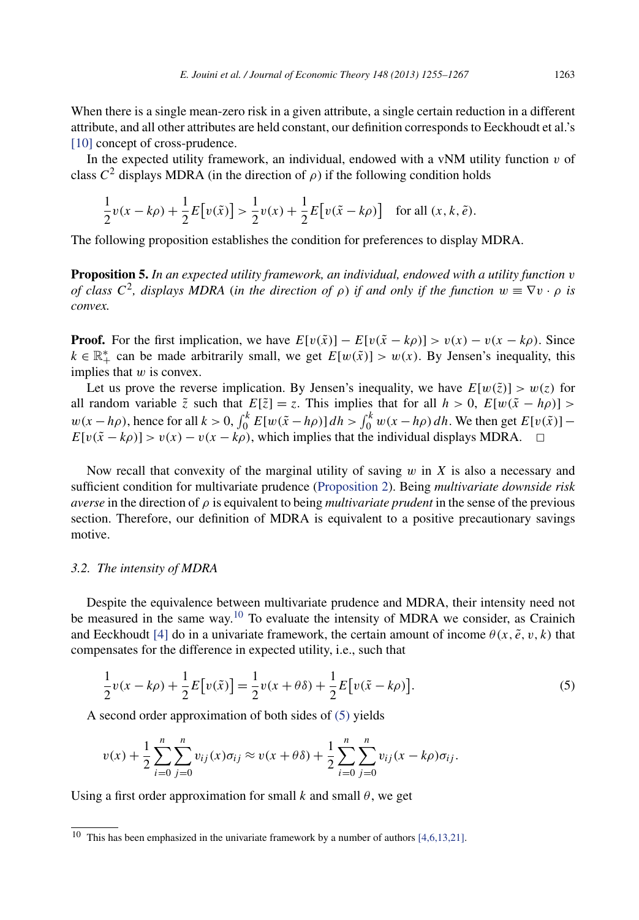When there is a single mean-zero risk in a given attribute, a single certain reduction in a different attribute, and all other attributes are held constant, our definition corresponds to Eeckhoudt et al.'s [10] concept of cross-prudence.

In the expected utility framework, an individual, endowed with a vNM utility function $v$ of class $C^2$ displays MDRA (in the direction of $\rho$) if the following condition holds

$$\frac{1}{2}v(x-k\rho)+\frac{1}{2}E\big[v(\tilde{x})\big]>\frac{1}{2}v(x)+\frac{1}{2}E\big[v(\tilde{x}-k\rho)\big] \quad \text{for all } (x,k,\tilde{e}).$$

The following proposition establishes the condition for preferences to display MDRA.

**Proposition 5.** *In an expected utility framework, an individual, endowed with a utility function $v$ of class $C^2$, displays MDRA (in the direction of $\rho$) if and only if the function $w \equiv \nabla v \cdot \rho$ is convex.*

**Proof.** For the first implication, we have $E[v(\tilde{x})]-E[v(\tilde{x}-k\rho)]>v(x)-v(x-k\rho)$. Since $k\in\mathbb{R}_+^*$ can be made arbitrarily small, we get $E[w(\tilde{x})]>w(x)$. By Jensen's inequality, this implies that $w$ is convex.

Let us prove the reverse implication. By Jensen's inequality, we have $E[w(\tilde{z})]>w(z)$ for all random variable $\tilde{z}$ such that $E[\tilde{z}]=z$. This implies that for all $h>0$, $E[w(\tilde{x}-h\rho)]>w(x-h\rho)$, hence for all $k>0$, $\int_0^k E[w(\tilde{x}-h\rho)]\,dh>\int_0^k w(x-h\rho)\,dh$. We then get $E[v(\tilde{x})]-E[v(\tilde{x}-k\rho)]>v(x)-v(x-k\rho)$, which implies that the individual displays MDRA. $\square$

Now recall that convexity of the marginal utility of saving $w$ in $X$ is also a necessary and sufficient condition for multivariate prudence (Proposition 2). Being *multivariate downside risk averse* in the direction of $\rho$ is equivalent to being *multivariate prudent* in the sense of the previous section. Therefore, our definition of MDRA is equivalent to a positive precautionary savings motive.

### 3.2. The intensity of MDRA

Despite the equivalence between multivariate prudence and MDRA, their intensity need not be measured in the same way.[10] To evaluate the intensity of MDRA we consider, as Crainich and Eeckhoudt [4] do in a univariate framework, the certain amount of income $\theta(x,\tilde{e},v,k)$ that compensates for the difference in expected utility, i.e., such that

$$\frac{1}{2}v(x-k\rho)+\frac{1}{2}E\big[v(\tilde{x})\big]=\frac{1}{2}v(x+\theta\delta)+\frac{1}{2}E\big[v(\tilde{x}-k\rho)\big]. \tag{5}$$

A second order approximation of both sides of (5) yields

$$v(x)+\frac{1}{2}\sum_{i=0}^{n}\sum_{j=0}^{n}v_{ij}(x)\sigma_{ij}\approx v(x+\theta\delta)+\frac{1}{2}\sum_{i=0}^{n}\sum_{j=0}^{n}v_{ij}(x-k\rho)\sigma_{ij}.$$

Using a first order approximation for small $k$ and small $\theta$, we get

[10] This has been emphasized in the univariate framework by a number of authors [4,6,13,21].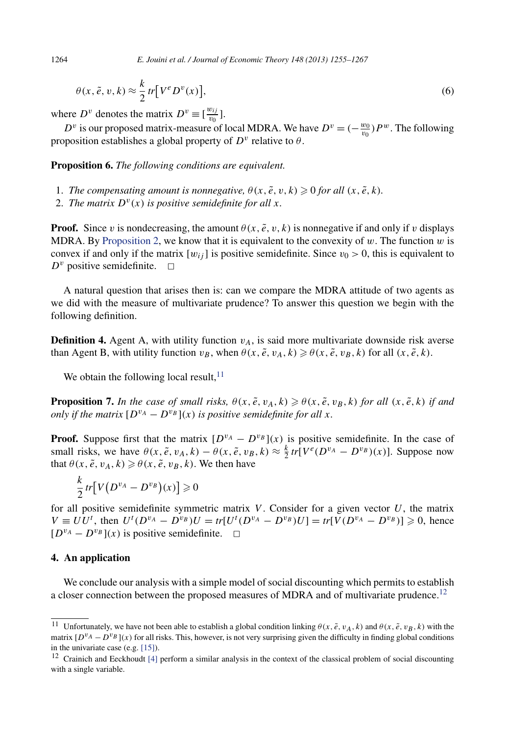$$\theta(x, \tilde{e}, v, k) \approx \frac{k}{2} tr\big[V^e D^v(x)\big], \tag{6}$$

where $D^v$ denotes the matrix $D^v \equiv [\frac{w_{ij}}{v_0}]$.

$D^v$ is our proposed matrix-measure of local MDRA. We have $D^v = (-\frac{w_0}{v_0}) P^w$. The following proposition establishes a global property of $D^v$ relative to $\theta$.

**Proposition 6.** *The following conditions are equivalent.*

1. *The compensating amount is nonnegative, $\theta(x, \tilde{e}, v, k) \geqslant 0$ for all $(x, \tilde{e}, k)$.*
2. *The matrix $D^v(x)$ is positive semidefinite for all $x$.*

**Proof.** Since $v$ is nondecreasing, the amount $\theta(x, \tilde{e}, v, k)$ is nonnegative if and only if $v$ displays MDRA. By Proposition 2, we know that it is equivalent to the convexity of $w$. The function $w$ is convex if and only if the matrix $[w_{ij}]$ is positive semidefinite. Since $v_0 > 0$, this is equivalent to $D^v$ positive semidefinite. □

A natural question that arises then is: can we compare the MDRA attitude of two agents as we did with the measure of multivariate prudence? To answer this question we begin with the following definition.

**Definition 4.** Agent A, with utility function $v_A$, is said more multivariate downside risk averse than Agent B, with utility function $v_B$, when $\theta(x, \tilde{e}, v_A, k) \geqslant \theta(x, \tilde{e}, v_B, k)$ for all $(x, \tilde{e}, k)$.

We obtain the following local result,[11]

**Proposition 7.** *In the case of small risks, $\theta(x, \tilde{e}, v_A, k) \geqslant \theta(x, \tilde{e}, v_B, k)$ for all $(x, \tilde{e}, k)$ if and only if the matrix $[D^{v_A} - D^{v_B}](x)$ is positive semidefinite for all $x$.*

**Proof.** Suppose first that the matrix $[D^{v_A} - D^{v_B}](x)$ is positive semidefinite. In the case of small risks, we have $\theta(x, \tilde{e}, v_A, k) - \theta(x, \tilde{e}, v_B, k) \approx \frac{k}{2} tr[V^e (D^{v_A} - D^{v_B})(x)]$. Suppose now that $\theta(x, \tilde{e}, v_A, k) \geqslant \theta(x, \tilde{e}, v_B, k)$. We then have

$$\frac{k}{2} tr\big[V\big(D^{v_A} - D^{v_B}\big)(x)\big] \geqslant 0$$

for all positive semidefinite symmetric matrix $V$. Consider for a given vector $U$, the matrix $V \equiv UU^t$, then $U^t(D^{v_A} - D^{v_B})U = tr[U^t(D^{v_A} - D^{v_B})U] = tr[V(D^{v_A} - D^{v_B})] \geqslant 0$, hence $[D^{v_A} - D^{v_B}](x)$ is positive semidefinite. □

## 4. An application

We conclude our analysis with a simple model of social discounting which permits to establish a closer connection between the proposed measures of MDRA and of multivariate prudence.[12]

---

[11] Unfortunately, we have not been able to establish a global condition linking $\theta(x, \tilde{e}, v_A, k)$ and $\theta(x, \tilde{e}, v_B, k)$ with the matrix $[D^{v_A} - D^{v_B}](x)$ for all risks. This, however, is not very surprising given the difficulty in finding global conditions in the univariate case (e.g. [15]).

[12] Crainich and Eeckhoudt [4] perform a similar analysis in the context of the classical problem of social discounting with a single variable.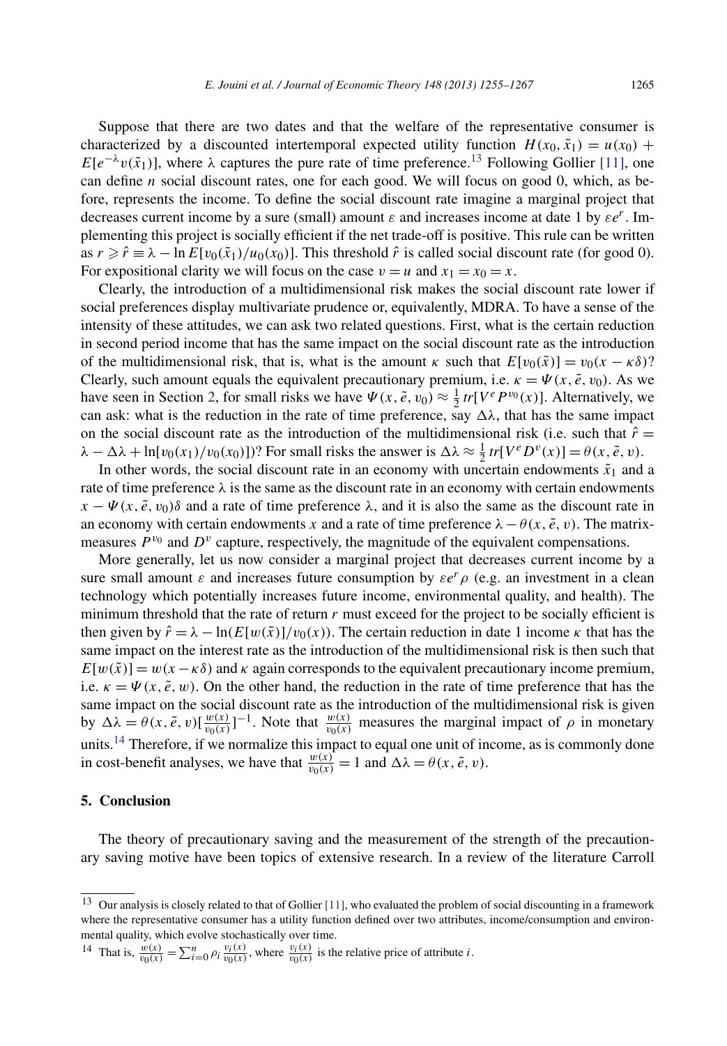Suppose that there are two dates and that the welfare of the representative consumer is characterized by a discounted intertemporal expected utility function $H(x_0, \tilde{x}_1) = u(x_0) + E[e^{-\lambda} v(\tilde{x}_1)]$, where $\lambda$ captures the pure rate of time preference.[13] Following Gollier [11], one can define $n$ social discount rates, one for each good. We will focus on good 0, which, as before, represents the income. To define the social discount rate imagine a marginal project that decreases current income by a sure (small) amount $\varepsilon$ and increases income at date 1 by $\varepsilon e^r$. Implementing this project is socially efficient if the net trade-off is positive. This rule can be written as $r \geqslant \hat{r} \equiv \lambda - \ln E[v_0(\tilde{x}_1)/u_0(x_0)]$. This threshold $\hat{r}$ is called social discount rate (for good 0). For expositional clarity we will focus on the case $v = u$ and $x_1 = x_0 = x$.

Clearly, the introduction of a multidimensional risk makes the social discount rate lower if social preferences display multivariate prudence or, equivalently, MDRA. To have a sense of the intensity of these attitudes, we can ask two related questions. First, what is the certain reduction in second period income that has the same impact on the social discount rate as the introduction of the multidimensional risk, that is, what is the amount $\kappa$ such that $E[v_0(\tilde{x})] = v_0(x - \kappa\delta)$? Clearly, such amount equals the equivalent precautionary premium, i.e. $\kappa = \Psi(x, \tilde{e}, v_0)$. As we have seen in Section 2, for small risks we have $\Psi(x, \tilde{e}, v_0) \approx \frac{1}{2} tr[V^e P^{v_0}(x)]$. Alternatively, we can ask: what is the reduction in the rate of time preference, say $\Delta\lambda$, that has the same impact on the social discount rate as the introduction of the multidimensional risk (i.e. such that $\hat{r} = \lambda - \Delta\lambda + \ln[v_0(x_1)/v_0(x_0)]$)? For small risks the answer is $\Delta\lambda \approx \frac{1}{2} tr[V^e D^v(x)] = \theta(x, \tilde{e}, v)$.

In other words, the social discount rate in an economy with uncertain endowments $\tilde{x}_1$ and a rate of time preference $\lambda$ is the same as the discount rate in an economy with certain endowments $x - \Psi(x, \tilde{e}, v_0)\delta$ and a rate of time preference $\lambda$, and it is also the same as the discount rate in an economy with certain endowments $x$ and a rate of time preference $\lambda - \theta(x, \tilde{e}, v)$. The matrix-measures $P^{v_0}$ and $D^v$ capture, respectively, the magnitude of the equivalent compensations.

More generally, let us now consider a marginal project that decreases current income by a sure small amount $\varepsilon$ and increases future consumption by $\varepsilon e^r \rho$ (e.g. an investment in a clean technology which potentially increases future income, environmental quality, and health). The minimum threshold that the rate of return $r$ must exceed for the project to be socially efficient is then given by $\hat{r} = \lambda - \ln(E[w(\tilde{x})]/v_0(x))$. The certain reduction in date 1 income $\kappa$ that has the same impact on the interest rate as the introduction of the multidimensional risk is then such that $E[w(\tilde{x})] = w(x - \kappa\delta)$ and $\kappa$ again corresponds to the equivalent precautionary income premium, i.e. $\kappa = \Psi(x, \tilde{e}, w)$. On the other hand, the reduction in the rate of time preference that has the same impact on the social discount rate as the introduction of the multidimensional risk is given by $\Delta\lambda = \theta(x, \tilde{e}, v)[\frac{w(x)}{v_0(x)}]^{-1}$. Note that $\frac{w(x)}{v_0(x)}$ measures the marginal impact of $\rho$ in monetary units.[14] Therefore, if we normalize this impact to equal one unit of income, as is commonly done in cost-benefit analyses, we have that $\frac{w(x)}{v_0(x)} = 1$ and $\Delta\lambda = \theta(x, \tilde{e}, v)$.

## 5. Conclusion

The theory of precautionary saving and the measurement of the strength of the precautionary saving motive have been topics of extensive research. In a review of the literature Carroll

---

[13] Our analysis is closely related to that of Gollier [11], who evaluated the problem of social discounting in a framework where the representative consumer has a utility function defined over two attributes, income/consumption and environmental quality, which evolve stochastically over time.

[14] That is, $\frac{w(x)}{v_0(x)} = \sum_{i=0}^{n} \rho_i \frac{v_i(x)}{v_0(x)}$, where $\frac{v_i(x)}{v_0(x)}$ is the relative price of attribute $i$.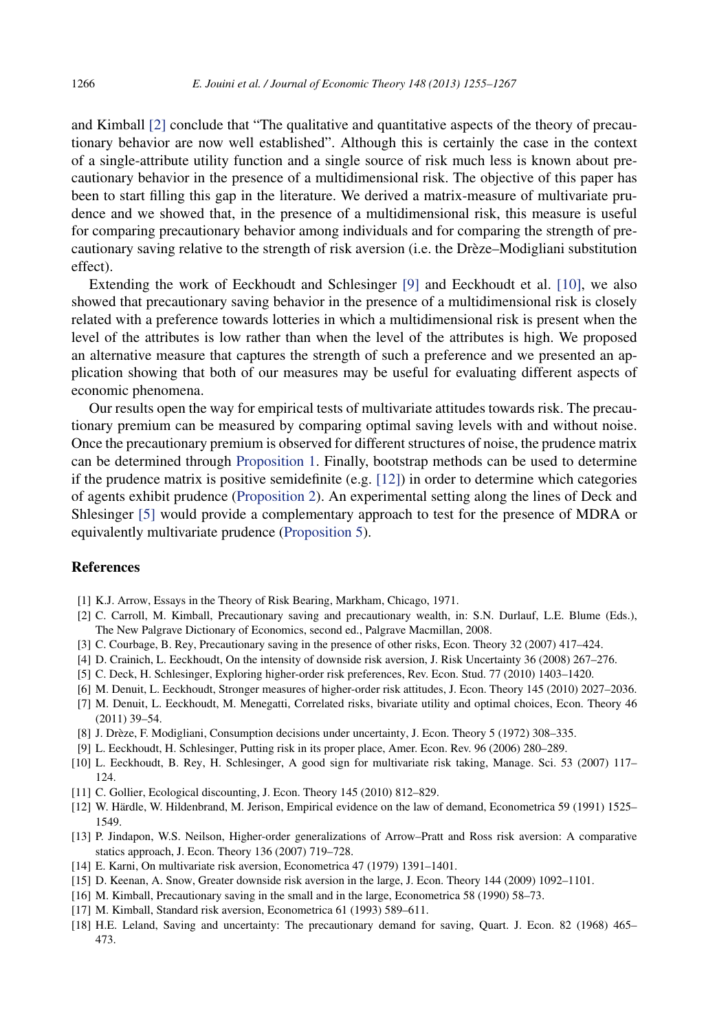and Kimball [2] conclude that "The qualitative and quantitative aspects of the theory of precautionary behavior are now well established". Although this is certainly the case in the context of a single-attribute utility function and a single source of risk much less is known about precautionary behavior in the presence of a multidimensional risk. The objective of this paper has been to start filling this gap in the literature. We derived a matrix-measure of multivariate prudence and we showed that, in the presence of a multidimensional risk, this measure is useful for comparing precautionary behavior among individuals and for comparing the strength of precautionary saving relative to the strength of risk aversion (i.e. the Drèze–Modigliani substitution effect).

Extending the work of Eeckhoudt and Schlesinger [9] and Eeckhoudt et al. [10], we also showed that precautionary saving behavior in the presence of a multidimensional risk is closely related with a preference towards lotteries in which a multidimensional risk is present when the level of the attributes is low rather than when the level of the attributes is high. We proposed an alternative measure that captures the strength of such a preference and we presented an application showing that both of our measures may be useful for evaluating different aspects of economic phenomena.

Our results open the way for empirical tests of multivariate attitudes towards risk. The precautionary premium can be measured by comparing optimal saving levels with and without noise. Once the precautionary premium is observed for different structures of noise, the prudence matrix can be determined through Proposition 1. Finally, bootstrap methods can be used to determine if the prudence matrix is positive semidefinite (e.g. [12]) in order to determine which categories of agents exhibit prudence (Proposition 2). An experimental setting along the lines of Deck and Shlesinger [5] would provide a complementary approach to test for the presence of MDRA or equivalently multivariate prudence (Proposition 5).

## References

[1] K.J. Arrow, Essays in the Theory of Risk Bearing, Markham, Chicago, 1971.

[2] C. Carroll, M. Kimball, Precautionary saving and precautionary wealth, in: S.N. Durlauf, L.E. Blume (Eds.), The New Palgrave Dictionary of Economics, second ed., Palgrave Macmillan, 2008.

[3] C. Courbage, B. Rey, Precautionary saving in the presence of other risks, Econ. Theory 32 (2007) 417–424.

[4] D. Crainich, L. Eeckhoudt, On the intensity of downside risk aversion, J. Risk Uncertainty 36 (2008) 267–276.

[5] C. Deck, H. Schlesinger, Exploring higher-order risk preferences, Rev. Econ. Stud. 77 (2010) 1403–1420.

[6] M. Denuit, L. Eeckhoudt, Stronger measures of higher-order risk attitudes, J. Econ. Theory 145 (2010) 2027–2036.

[7] M. Denuit, L. Eeckhoudt, M. Menegatti, Correlated risks, bivariate utility and optimal choices, Econ. Theory 46 (2011) 39–54.

[8] J. Drèze, F. Modigliani, Consumption decisions under uncertainty, J. Econ. Theory 5 (1972) 308–335.

[9] L. Eeckhoudt, H. Schlesinger, Putting risk in its proper place, Amer. Econ. Rev. 96 (2006) 280–289.

[10] L. Eeckhoudt, B. Rey, H. Schlesinger, A good sign for multivariate risk taking, Manage. Sci. 53 (2007) 117–124.

[11] C. Gollier, Ecological discounting, J. Econ. Theory 145 (2010) 812–829.

[12] W. Härdle, W. Hildenbrand, M. Jerison, Empirical evidence on the law of demand, Econometrica 59 (1991) 1525–1549.

[13] P. Jindapon, W.S. Neilson, Higher-order generalizations of Arrow–Pratt and Ross risk aversion: A comparative statics approach, J. Econ. Theory 136 (2007) 719–728.

[14] E. Karni, On multivariate risk aversion, Econometrica 47 (1979) 1391–1401.

[15] D. Keenan, A. Snow, Greater downside risk aversion in the large, J. Econ. Theory 144 (2009) 1092–1101.

[16] M. Kimball, Precautionary saving in the small and in the large, Econometrica 58 (1990) 58–73.

[17] M. Kimball, Standard risk aversion, Econometrica 61 (1993) 589–611.

[18] H.E. Leland, Saving and uncertainty: The precautionary demand for saving, Quart. J. Econ. 82 (1968) 465–473.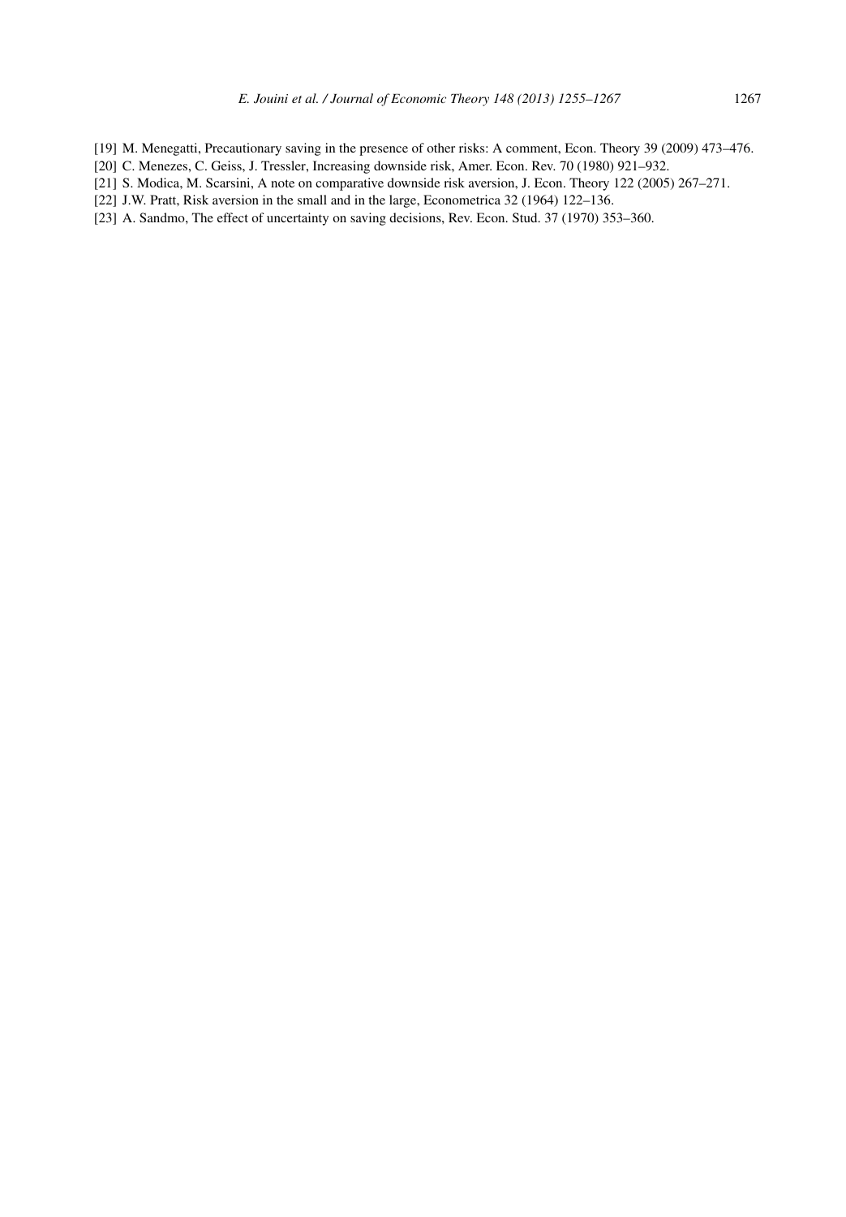[19] M. Menegatti, Precautionary saving in the presence of other risks: A comment, Econ. Theory 39 (2009) 473–476.

[20] C. Menezes, C. Geiss, J. Tressler, Increasing downside risk, Amer. Econ. Rev. 70 (1980) 921–932.

[21] S. Modica, M. Scarsini, A note on comparative downside risk aversion, J. Econ. Theory 122 (2005) 267–271.

[22] J.W. Pratt, Risk aversion in the small and in the large, Econometrica 32 (1964) 122–136.

[23] A. Sandmo, The effect of uncertainty on saving decisions, Rev. Econ. Stud. 37 (1970) 353–360.